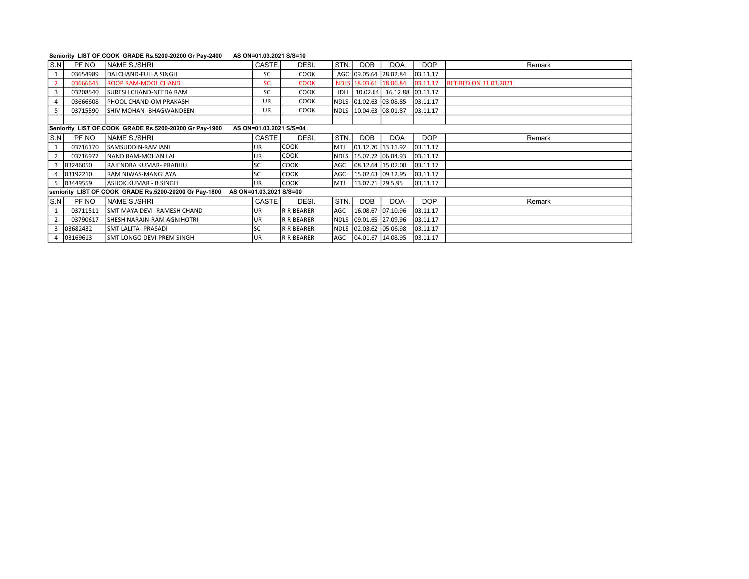**Seniority LIST OF COOK GRADE Rs.5200-20200 Gr Pay-2400 AS ON=01.03.2021 S/S=10**

| S.N | PF NO | NAME S./SHRI | CASTE | DESI. | STN. | DOB | DOA | DOP | Remark |
|---|---|---|---|---|---|---|---|---|---|
| 1 | 03654989 | DALCHAND-FULLA SINGH | SC | COOK | AGC | 09.05.64 | 28.02.84 | 03.11.17 | |
| 2 | 03666645 | ROOP RAM-MOOL CHAND | SC | COOK | NDLS | 18.03.61 | 18.06.84 | 03.11.17 | RETIRED ON 31.03.2021 |
| 3 | 03208540 | SURESH CHAND-NEEDA RAM | SC | COOK | IDH | 10.02.64 | 16.12.88 | 03.11.17 | |
| 4 | 03666608 | PHOOL CHAND-OM PRAKASH | UR | COOK | NDLS | 01.02.63 | 03.08.85 | 03.11.17 | |
| 5 | 03715590 | SHIV MOHAN- BHAGWANDEEN | UR | COOK | NDLS | 10.04.63 | 08.01.87 | 03.11.17 | |

**Seniority LIST OF COOK GRADE Rs.5200-20200 Gr Pay-1900 AS ON=01.03.2021 S/S=04**

| S.N | PF NO | NAME S./SHRI | CASTE | DESI. | STN. | DOB | DOA | DOP | Remark |
|---|---|---|---|---|---|---|---|---|---|
| 1 | 03716170 | SAMSUDDIN-RAMJANI | UR | COOK | MTJ | 01.12.70 | 13.11.92 | 03.11.17 | |
| 2 | 03716972 | NAND RAM-MOHAN LAL | UR | COOK | NDLS | 15.07.72 | 06.04.93 | 03.11.17 | |
| 3 | 03246050 | RAJENDRA KUMAR- PRABHU | SC | COOK | AGC | 08.12.64 | 15.02.00 | 03.11.17 | |
| 4 | 03192210 | RAM NIWAS-MANGLAYA | SC | COOK | AGC | 15.02.63 | 09.12.95 | 03.11.17 | |
| 5 | 03449559 | ASHOK KUMAR - B SINGH | UR | COOK | MTJ | 13.07.71 | 29.5.95 | 03.11.17 | |

**seniority LIST OF COOK GRADE Rs.5200-20200 Gr Pay-1800 AS ON=01.03.2021 S/S=00**

| S.N | PF NO | NAME S./SHRI | CASTE | DESI. | STN. | DOB | DOA | DOP | Remark |
|---|---|---|---|---|---|---|---|---|---|
| 1 | 03711511 | SMT MAYA DEVI- RAMESH CHAND | UR | R R BEARER | AGC | 16.08.67 | 07.10.96 | 03.11.17 | |
| 2 | 03790617 | SHESH NARAIN-RAM AGNIHOTRI | UR | R R BEARER | NDLS | 09.01.65 | 27.09.96 | 03.11.17 | |
| 3 | 03682432 | SMT LALITA- PRASADI | SC | R R BEARER | NDLS | 02.03.62 | 05.06.98 | 03.11.17 | |
| 4 | 03169613 | SMT LONGO DEVI-PREM SINGH | UR | R R BEARER | AGC | 04.01.67 | 14.08.95 | 03.11.17 | |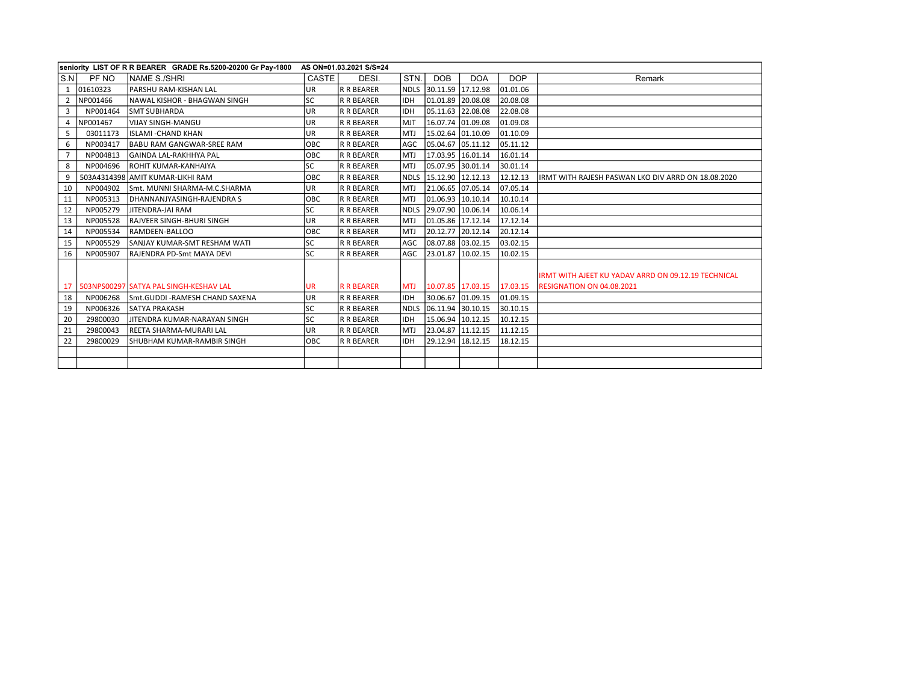| seniority LIST OF R R BEARER GRADE Rs.5200-20200 Gr Pay-1800 AS ON=01.03.2021 S/S=24 | | | | | | | | | |
|---|---|---|---|---|---|---|---|---|---|
| S.N | PF NO | NAME S./SHRI | CASTE | DESI. | STN. | DOB | DOA | DOP | Remark |
| 1 | 01610323 | PARSHU RAM-KISHAN LAL | UR | R R BEARER | NDLS | 30.11.59 | 17.12.98 | 01.01.06 | |
| 2 | NP001466 | NAWAL KISHOR - BHAGWAN SINGH | SC | R R BEARER | IDH | 01.01.89 | 20.08.08 | 20.08.08 | |
| 3 | NP001464 | SMT SUBHARDA | UR | R R BEARER | IDH | 05.11.63 | 22.08.08 | 22.08.08 | |
| 4 | NP001467 | VIJAY SINGH-MANGU | UR | R R BEARER | MJT | 16.07.74 | 01.09.08 | 01.09.08 | |
| 5 | 03011173 | ISLAMI -CHAND KHAN | UR | R R BEARER | MTJ | 15.02.64 | 01.10.09 | 01.10.09 | |
| 6 | NP003417 | BABU RAM GANGWAR-SREE RAM | OBC | R R BEARER | AGC | 05.04.67 | 05.11.12 | 05.11.12 | |
| 7 | NP004813 | GAINDA LAL-RAKHHYA PAL | OBC | R R BEARER | MTJ | 17.03.95 | 16.01.14 | 16.01.14 | |
| 8 | NP004696 | ROHIT KUMAR-KANHAIYA | SC | R R BEARER | MTJ | 05.07.95 | 30.01.14 | 30.01.14 | |
| 9 | 503A4314398 | AMIT KUMAR-LIKHI RAM | OBC | R R BEARER | NDLS | 15.12.90 | 12.12.13 | 12.12.13 | IRMT WITH RAJESH PASWAN LKO DIV ARRD ON 18.08.2020 |
| 10 | NP004902 | Smt. MUNNI SHARMA-M.C.SHARMA | UR | R R BEARER | MTJ | 21.06.65 | 07.05.14 | 07.05.14 | |
| 11 | NP005313 | DHANNANJYASINGH-RAJENDRA S | OBC | R R BEARER | MTJ | 01.06.93 | 10.10.14 | 10.10.14 | |
| 12 | NP005279 | JITENDRA-JAI RAM | SC | R R BEARER | NDLS | 29.07.90 | 10.06.14 | 10.06.14 | |
| 13 | NP005528 | RAJVEER SINGH-BHURI SINGH | UR | R R BEARER | MTJ | 01.05.86 | 17.12.14 | 17.12.14 | |
| 14 | NP005534 | RAMDEEN-BALLOO | OBC | R R BEARER | MTJ | 20.12.77 | 20.12.14 | 20.12.14 | |
| 15 | NP005529 | SANJAY KUMAR-SMT RESHAM WATI | SC | R R BEARER | AGC | 08.07.88 | 03.02.15 | 03.02.15 | |
| 16 | NP005907 | RAJENDRA PD-Smt MAYA DEVI | SC | R R BEARER | AGC | 23.01.87 | 10.02.15 | 10.02.15 | |
| 17 | 503NPS00297 | SATYA PAL SINGH-KESHAV LAL | UR | R R BEARER | MTJ | 10.07.85 | 17.03.15 | 17.03.15 | IRMT WITH AJEET KU YADAV ARRD ON 09.12.19 TECHNICAL RESIGNATION ON 04.08.2021 |
| 18 | NP006268 | Smt.GUDDI -RAMESH CHAND SAXENA | UR | R R BEARER | IDH | 30.06.67 | 01.09.15 | 01.09.15 | |
| 19 | NP006326 | SATYA PRAKASH | SC | R R BEARER | NDLS | 06.11.94 | 30.10.15 | 30.10.15 | |
| 20 | 29800030 | JITENDRA KUMAR-NARAYAN SINGH | SC | R R BEARER | IDH | 15.06.94 | 10.12.15 | 10.12.15 | |
| 21 | 29800043 | REETA SHARMA-MURARI LAL | UR | R R BEARER | MTJ | 23.04.87 | 11.12.15 | 11.12.15 | |
| 22 | 29800029 | SHUBHAM KUMAR-RAMBIR SINGH | OBC | R R BEARER | IDH | 29.12.94 | 18.12.15 | 18.12.15 | |
| | | | | | | | | | |
| | | | | | | | | | |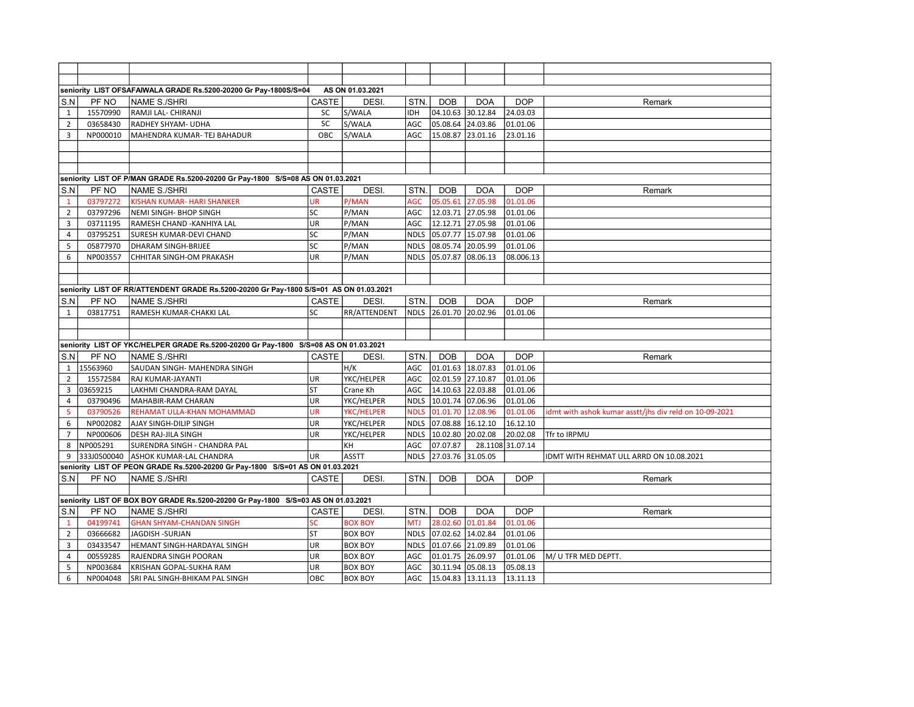**seniority LIST OFSAFAIWALA GRADE Rs.5200-20200 Gr Pay-1800S/S=04 AS ON 01.03.2021**

| S.N | PF NO | NAME S./SHRI | CASTE | DESI. | STN. | DOB | DOA | DOP | Remark |
|---|---|---|---|---|---|---|---|---|---|
| 1 | 15570990 | RAMJI LAL- CHIRANJI | SC | S/WALA | IDH | 04.10.63 | 30.12.84 | 24.03.03 | |
| 2 | 03658430 | RADHEY SHYAM- UDHA | SC | S/WALA | AGC | 05.08.64 | 24.03.86 | 01.01.06 | |
| 3 | NP000010 | MAHENDRA KUMAR- TEJ BAHADUR | OBC | S/WALA | AGC | 15.08.87 | 23.01.16 | 23.01.16 | |

**seniority LIST OF P/MAN GRADE Rs.5200-20200 Gr Pay-1800 S/S=08 AS ON 01.03.2021**

| S.N | PF NO | NAME S./SHRI | CASTE | DESI. | STN. | DOB | DOA | DOP | Remark |
|---|---|---|---|---|---|---|---|---|---|
| 1 | 03797272 | KISHAN KUMAR- HARI SHANKER | UR | P/MAN | AGC | 05.05.61 | 27.05.98 | 01.01.06 | |
| 2 | 03797296 | NEMI SINGH- BHOP SINGH | SC | P/MAN | AGC | 12.03.71 | 27.05.98 | 01.01.06 | |
| 3 | 03711195 | RAMESH CHAND -KANHIYA LAL | UR | P/MAN | AGC | 12.12.71 | 27.05.98 | 01.01.06 | |
| 4 | 03795251 | SURESH KUMAR-DEVI CHAND | SC | P/MAN | NDLS | 05.07.77 | 15.07.98 | 01.01.06 | |
| 5 | 05877970 | DHARAM SINGH-BRIJEE | SC | P/MAN | NDLS | 08.05.74 | 20.05.99 | 01.01.06 | |
| 6 | NP003557 | CHHITAR SINGH-OM PRAKASH | UR | P/MAN | NDLS | 05.07.87 | 08.06.13 | 08.006.13 | |

**seniority LIST OF RR/ATTENDENT GRADE Rs.5200-20200 Gr Pay-1800 S/S=01 AS ON 01.03.2021**

| S.N | PF NO | NAME S./SHRI | CASTE | DESI. | STN. | DOB | DOA | DOP | Remark |
|---|---|---|---|---|---|---|---|---|---|
| 1 | 03817751 | RAMESH KUMAR-CHAKKI LAL | SC | RR/ATTENDENT | NDLS | 26.01.70 | 20.02.96 | 01.01.06 | |

**seniority LIST OF YKC/HELPER GRADE Rs.5200-20200 Gr Pay-1800 S/S=08 AS ON 01.03.2021**

| S.N | PF NO | NAME S./SHRI | CASTE | DESI. | STN. | DOB | DOA | DOP | Remark |
|---|---|---|---|---|---|---|---|---|---|
| 1 | 15563960 | SAUDAN SINGH- MAHENDRA SINGH | | H/K | AGC | 01.01.63 | 18.07.83 | 01.01.06 | |
| 2 | 15572584 | RAJ KUMAR-JAYANTI | UR | YKC/HELPER | AGC | 02.01.59 | 27.10.87 | 01.01.06 | |
| 3 | 03659215 | LAKHMI CHANDRA-RAM DAYAL | ST | Crane Kh | AGC | 14.10.63 | 22.03.88 | 01.01.06 | |
| 4 | 03790496 | MAHABIR-RAM CHARAN | UR | YKC/HELPER | NDLS | 10.01.74 | 07.06.96 | 01.01.06 | |
| 5 | 03790526 | REHAMAT ULLA-KHAN MOHAMMAD | UR | YKC/HELPER | NDLS | 01.01.70 | 12.08.96 | 01.01.06 | idmt with ashok kumar asstt/jhs div reld on 10-09-2021 |
| 6 | NP002082 | AJAY SINGH-DILIP SINGH | UR | YKC/HELPER | NDLS | 07.08.88 | 16.12.10 | 16.12.10 | |
| 7 | NP000606 | DESH RAJ-JILA SINGH | UR | YKC/HELPER | NDLS | 10.02.80 | 20.02.08 | 20.02.08 | Tfr to IRPMU |
| 8 | NP005291 | SURENDRA SINGH - CHANDRA PAL | | KH | AGC | 07.07.87 | 28.1108 | 31.07.14 | |
| 9 | 333J0500040 | ASHOK KUMAR-LAL CHANDRA | UR | ASSTT | NDLS | 27.03.76 | 31.05.05 | | IDMT WITH REHMAT ULL ARRD ON 10.08.2021 |

**seniority LIST OF PEON GRADE Rs.5200-20200 Gr Pay-1800 S/S=01 AS ON 01.03.2021**

| S.N | PF NO | NAME S./SHRI | CASTE | DESI. | STN. | DOB | DOA | DOP | Remark |
|---|---|---|---|---|---|---|---|---|---|

**seniority LIST OF BOX BOY GRADE Rs.5200-20200 Gr Pay-1800 S/S=03 AS ON 01.03.2021**

| S.N | PF NO | NAME S./SHRI | CASTE | DESI. | STN. | DOB | DOA | DOP | Remark |
|---|---|---|---|---|---|---|---|---|---|
| 1 | 04199741 | GHAN SHYAM-CHANDAN SINGH | SC | BOX BOY | MTJ | 28.02.60 | 01.01.84 | 01.01.06 | |
| 2 | 03666682 | JAGDISH -SURJAN | ST | BOX BOY | NDLS | 07.02.62 | 14.02.84 | 01.01.06 | |
| 3 | 03433547 | HEMANT SINGH-HARDAYAL SINGH | UR | BOX BOY | NDLS | 01.07.66 | 21.09.89 | 01.01.06 | |
| 4 | 00559285 | RAJENDRA SINGH POORAN | UR | BOX BOY | AGC | 01.01.75 | 26.09.97 | 01.01.06 | M/ U TFR MED DEPTT. |
| 5 | NP003684 | KRISHAN GOPAL-SUKHA RAM | UR | BOX BOY | AGC | 30.11.94 | 05.08.13 | 05.08.13 | |
| 6 | NP004048 | SRI PAL SINGH-BHIKAM PAL SINGH | OBC | BOX BOY | AGC | 15.04.83 | 13.11.13 | 13.11.13 | |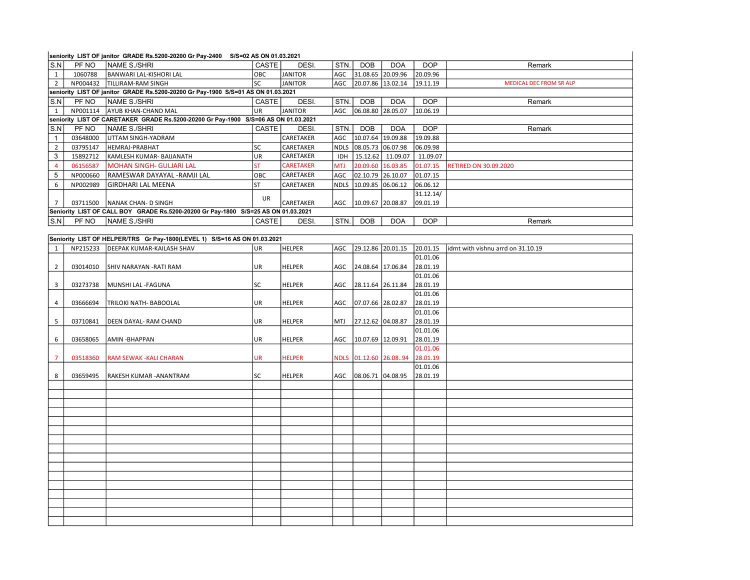**seniority LIST OF janitor GRADE Rs.5200-20200 Gr Pay-2400 S/S=02 AS ON 01.03.2021**

| S.N | PF NO | NAME S./SHRI | CASTE | DESI. | STN. | DOB | DOA | DOP | Remark |
|---|---|---|---|---|---|---|---|---|---|
| 1 | 1060788 | BANWARI LAL-KISHORI LAL | OBC | JANITOR | AGC | 31.08.65 | 20.09.96 | 20.09.96 | |
| 2 | NP004432 | TILLIRAM-RAM SINGH | SC | JANITOR | AGC | 20.07.86 | 13.02.14 | 19.11.19 | MEDICAL DEC FROM SR ALP |

**seniority LIST OF janitor GRADE Rs.5200-20200 Gr Pay-1900 S/S=01 AS ON 01.03.2021**

| S.N | PF NO | NAME S./SHRI | CASTE | DESI. | STN. | DOB | DOA | DOP | Remark |
|---|---|---|---|---|---|---|---|---|---|
| 1 | NP001114 | AYUB KHAN-CHAND MAL | UR | JANITOR | AGC | 06.08.80 | 28.05.07 | 10.06.19 | |

**seniority LIST OF CARETAKER GRADE Rs.5200-20200 Gr Pay-1900 S/S=06 AS ON 01.03.2021**

| S.N | PF NO | NAME S./SHRI | CASTE | DESI. | STN. | DOB | DOA | DOP | Remark |
|---|---|---|---|---|---|---|---|---|---|
| 1 | 03648000 | UTTAM SINGH-YADRAM | | CARETAKER | AGC | 10.07.64 | 19.09.88 | 19.09.88 | |
| 2 | 03795147 | HEMRAJ-PRABHAT | SC | CARETAKER | NDLS | 08.05.73 | 06.07.98 | 06.09.98 | |
| 3 | 15892712 | KAMLESH KUMAR- BAIJANATH | UR | CARETAKER | IDH | 15.12.62 | 11.09.07 | 11.09.07 | |
| 4 | 06156587 | MOHAN SINGH- GULJARI LAL | ST | CARETAKER | MTJ | 20.09.60 | 16.03.85 | 01.07.15 | RETIRED ON 30.09.2020 |
| 5 | NP000660 | RAMESWAR DAYAYAL -RAMJI LAL | OBC | CARETAKER | AGC | 02.10.79 | 26.10.07 | 01.07.15 | |
| 6 | NP002989 | GIRDHARI LAL MEENA | ST | CARETAKER | NDLS | 10.09.85 | 06.06.12 | 06.06.12 | |
| 7 | 03711500 | NANAK CHAN- D SINGH | UR | CARETAKER | AGC | 10.09.67 | 20.08.87 | 31.12.14/ 09.01.19 | |

**Seniority LIST OF CALL BOY GRADE Rs.5200-20200 Gr Pay-1800 S/S=25 AS ON 01.03.2021**

| S.N | PF NO | NAME S./SHRI | CASTE | DESI. | STN. | DOB | DOA | DOP | Remark |
|---|---|---|---|---|---|---|---|---|---|

**Seniority LIST OF HELPER/TRS Gr Pay-1800(LEVEL 1) S/S=16 AS ON 01.03.2021**

| S.N | PF NO | NAME S./SHRI | CASTE | DESI. | STN. | DOB | DOA | DOP | Remark |
|---|---|---|---|---|---|---|---|---|---|
| 1 | NP215233 | DEEPAK KUMAR-KAILASH SHAV | UR | HELPER | AGC | 29.12.86 | 20.01.15 | 20.01.15 | idmt with vishnu arrd on 31.10.19 |
| 2 | 03014010 | SHIV NARAYAN -RATI RAM | UR | HELPER | AGC | 24.08.64 | 17.06.84 | 01.01.06 28.01.19 | |
| 3 | 03273738 | MUNSHI LAL -FAGUNA | SC | HELPER | AGC | 28.11.64 | 26.11.84 | 01.01.06 28.01.19 | |
| 4 | 03666694 | TRILOKI NATH- BABOOLAL | UR | HELPER | AGC | 07.07.66 | 28.02.87 | 01.01.06 28.01.19 | |
| 5 | 03710841 | DEEN DAYAL- RAM CHAND | UR | HELPER | MTJ | 27.12.62 | 04.08.87 | 01.01.06 28.01.19 | |
| 6 | 03658065 | AMIN -BHAPPAN | UR | HELPER | AGC | 10.07.69 | 12.09.91 | 01.01.06 28.01.19 | |
| 7 | 03518360 | RAM SEWAK -KALI CHARAN | UR | HELPER | NDLS | 01.12.60 | 26.08..94 | 01.01.06 28.01.19 | |
| 8 | 03659495 | RAKESH KUMAR -ANANTRAM | SC | HELPER | AGC | 08.06.71 | 04.08.95 | 01.01.06 28.01.19 | |